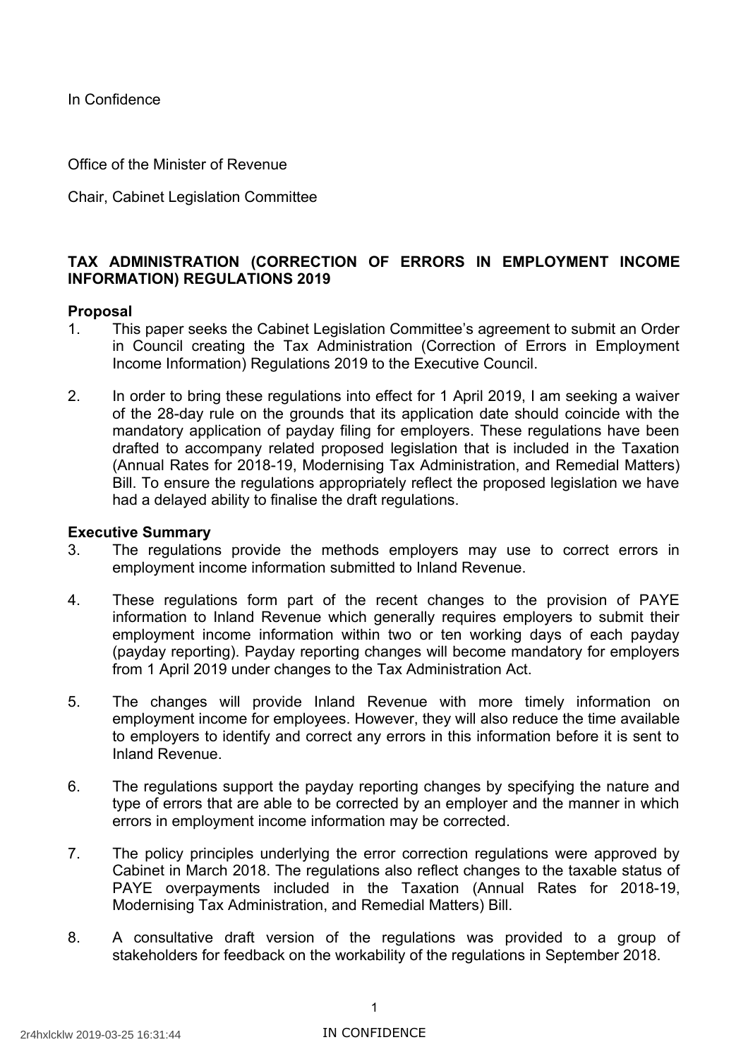In Confidence

Office of the Minister of Revenue

Chair, Cabinet Legislation Committee

**TAX ADMINISTRATION (CORRECTION OF ERRORS IN EMPLOYMENT INCOME INFORMATION) REGULATIONS 2019**

**Proposal**

1. This paper seeks the Cabinet Legislation Committee's agreement to submit an Order in Council creating the Tax Administration (Correction of Errors in Employment Income Information) Regulations 2019 to the Executive Council.

2. In order to bring these regulations into effect for 1 April 2019, I am seeking a waiver of the 28-day rule on the grounds that its application date should coincide with the mandatory application of payday filing for employers. These regulations have been drafted to accompany related proposed legislation that is included in the Taxation (Annual Rates for 2018-19, Modernising Tax Administration, and Remedial Matters) Bill. To ensure the regulations appropriately reflect the proposed legislation we have had a delayed ability to finalise the draft regulations.

**Executive Summary**

3. The regulations provide the methods employers may use to correct errors in employment income information submitted to Inland Revenue.

4. These regulations form part of the recent changes to the provision of PAYE information to Inland Revenue which generally requires employers to submit their employment income information within two or ten working days of each payday (payday reporting). Payday reporting changes will become mandatory for employers from 1 April 2019 under changes to the Tax Administration Act.

5. The changes will provide Inland Revenue with more timely information on employment income for employees. However, they will also reduce the time available to employers to identify and correct any errors in this information before it is sent to Inland Revenue.

6. The regulations support the payday reporting changes by specifying the nature and type of errors that are able to be corrected by an employer and the manner in which errors in employment income information may be corrected.

7. The policy principles underlying the error correction regulations were approved by Cabinet in March 2018. The regulations also reflect changes to the taxable status of PAYE overpayments included in the Taxation (Annual Rates for 2018-19, Modernising Tax Administration, and Remedial Matters) Bill.

8. A consultative draft version of the regulations was provided to a group of stakeholders for feedback on the workability of the regulations in September 2018.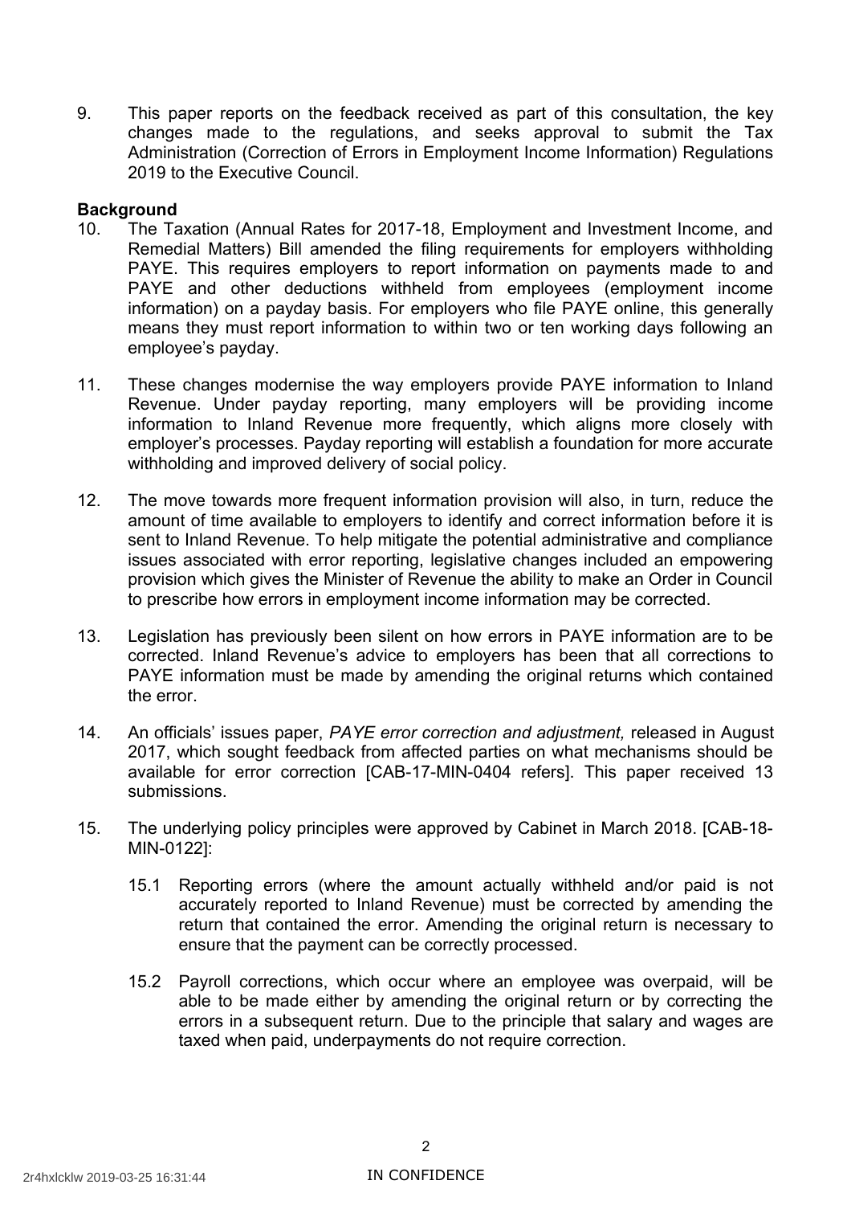9. This paper reports on the feedback received as part of this consultation, the key changes made to the regulations, and seeks approval to submit the Tax Administration (Correction of Errors in Employment Income Information) Regulations 2019 to the Executive Council.

**Background**

10. The Taxation (Annual Rates for 2017-18, Employment and Investment Income, and Remedial Matters) Bill amended the filing requirements for employers withholding PAYE. This requires employers to report information on payments made to and PAYE and other deductions withheld from employees (employment income information) on a payday basis. For employers who file PAYE online, this generally means they must report information to within two or ten working days following an employee's payday.

11. These changes modernise the way employers provide PAYE information to Inland Revenue. Under payday reporting, many employers will be providing income information to Inland Revenue more frequently, which aligns more closely with employer's processes. Payday reporting will establish a foundation for more accurate withholding and improved delivery of social policy.

12. The move towards more frequent information provision will also, in turn, reduce the amount of time available to employers to identify and correct information before it is sent to Inland Revenue. To help mitigate the potential administrative and compliance issues associated with error reporting, legislative changes included an empowering provision which gives the Minister of Revenue the ability to make an Order in Council to prescribe how errors in employment income information may be corrected.

13. Legislation has previously been silent on how errors in PAYE information are to be corrected. Inland Revenue's advice to employers has been that all corrections to PAYE information must be made by amending the original returns which contained the error.

14. An officials' issues paper, *PAYE error correction and adjustment,* released in August 2017, which sought feedback from affected parties on what mechanisms should be available for error correction [CAB-17-MIN-0404 refers]. This paper received 13 submissions.

15. The underlying policy principles were approved by Cabinet in March 2018. [CAB-18-MIN-0122]:

    15.1 Reporting errors (where the amount actually withheld and/or paid is not accurately reported to Inland Revenue) must be corrected by amending the return that contained the error. Amending the original return is necessary to ensure that the payment can be correctly processed.

    15.2 Payroll corrections, which occur where an employee was overpaid, will be able to be made either by amending the original return or by correcting the errors in a subsequent return. Due to the principle that salary and wages are taxed when paid, underpayments do not require correction.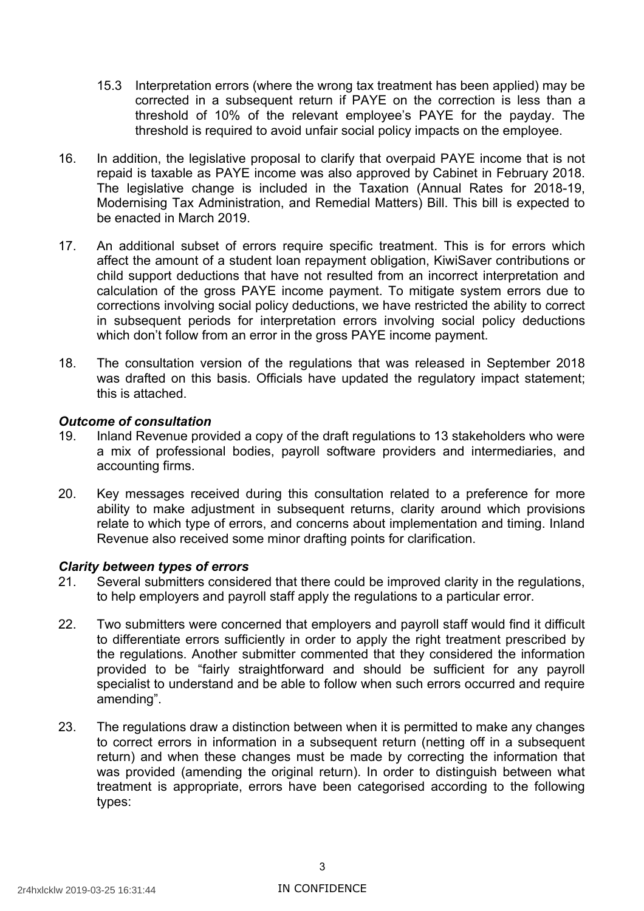15.3 Interpretation errors (where the wrong tax treatment has been applied) may be corrected in a subsequent return if PAYE on the correction is less than a threshold of 10% of the relevant employee's PAYE for the payday. The threshold is required to avoid unfair social policy impacts on the employee.

16. In addition, the legislative proposal to clarify that overpaid PAYE income that is not repaid is taxable as PAYE income was also approved by Cabinet in February 2018. The legislative change is included in the Taxation (Annual Rates for 2018-19, Modernising Tax Administration, and Remedial Matters) Bill. This bill is expected to be enacted in March 2019.

17. An additional subset of errors require specific treatment. This is for errors which affect the amount of a student loan repayment obligation, KiwiSaver contributions or child support deductions that have not resulted from an incorrect interpretation and calculation of the gross PAYE income payment. To mitigate system errors due to corrections involving social policy deductions, we have restricted the ability to correct in subsequent periods for interpretation errors involving social policy deductions which don't follow from an error in the gross PAYE income payment.

18. The consultation version of the regulations that was released in September 2018 was drafted on this basis. Officials have updated the regulatory impact statement; this is attached.

### *Outcome of consultation*

19. Inland Revenue provided a copy of the draft regulations to 13 stakeholders who were a mix of professional bodies, payroll software providers and intermediaries, and accounting firms.

20. Key messages received during this consultation related to a preference for more ability to make adjustment in subsequent returns, clarity around which provisions relate to which type of errors, and concerns about implementation and timing. Inland Revenue also received some minor drafting points for clarification.

### *Clarity between types of errors*

21. Several submitters considered that there could be improved clarity in the regulations, to help employers and payroll staff apply the regulations to a particular error.

22. Two submitters were concerned that employers and payroll staff would find it difficult to differentiate errors sufficiently in order to apply the right treatment prescribed by the regulations. Another submitter commented that they considered the information provided to be "fairly straightforward and should be sufficient for any payroll specialist to understand and be able to follow when such errors occurred and require amending".

23. The regulations draw a distinction between when it is permitted to make any changes to correct errors in information in a subsequent return (netting off in a subsequent return) and when these changes must be made by correcting the information that was provided (amending the original return). In order to distinguish between what treatment is appropriate, errors have been categorised according to the following types: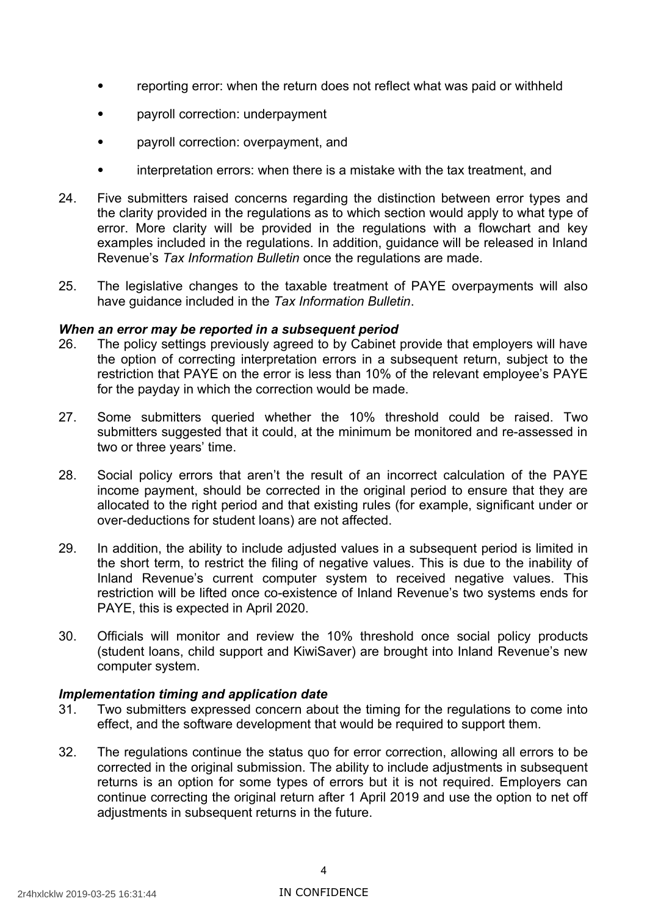- reporting error: when the return does not reflect what was paid or withheld
- payroll correction: underpayment
- payroll correction: overpayment, and
- interpretation errors: when there is a mistake with the tax treatment, and

24. Five submitters raised concerns regarding the distinction between error types and the clarity provided in the regulations as to which section would apply to what type of error. More clarity will be provided in the regulations with a flowchart and key examples included in the regulations. In addition, guidance will be released in Inland Revenue's *Tax Information Bulletin* once the regulations are made.

25. The legislative changes to the taxable treatment of PAYE overpayments will also have guidance included in the *Tax Information Bulletin*.

***When an error may be reported in a subsequent period***

26. The policy settings previously agreed to by Cabinet provide that employers will have the option of correcting interpretation errors in a subsequent return, subject to the restriction that PAYE on the error is less than 10% of the relevant employee's PAYE for the payday in which the correction would be made.

27. Some submitters queried whether the 10% threshold could be raised. Two submitters suggested that it could, at the minimum be monitored and re-assessed in two or three years' time.

28. Social policy errors that aren't the result of an incorrect calculation of the PAYE income payment, should be corrected in the original period to ensure that they are allocated to the right period and that existing rules (for example, significant under or over-deductions for student loans) are not affected.

29. In addition, the ability to include adjusted values in a subsequent period is limited in the short term, to restrict the filing of negative values. This is due to the inability of Inland Revenue's current computer system to received negative values. This restriction will be lifted once co-existence of Inland Revenue's two systems ends for PAYE, this is expected in April 2020.

30. Officials will monitor and review the 10% threshold once social policy products (student loans, child support and KiwiSaver) are brought into Inland Revenue's new computer system.

***Implementation timing and application date***

31. Two submitters expressed concern about the timing for the regulations to come into effect, and the software development that would be required to support them.

32. The regulations continue the status quo for error correction, allowing all errors to be corrected in the original submission. The ability to include adjustments in subsequent returns is an option for some types of errors but it is not required. Employers can continue correcting the original return after 1 April 2019 and use the option to net off adjustments in subsequent returns in the future.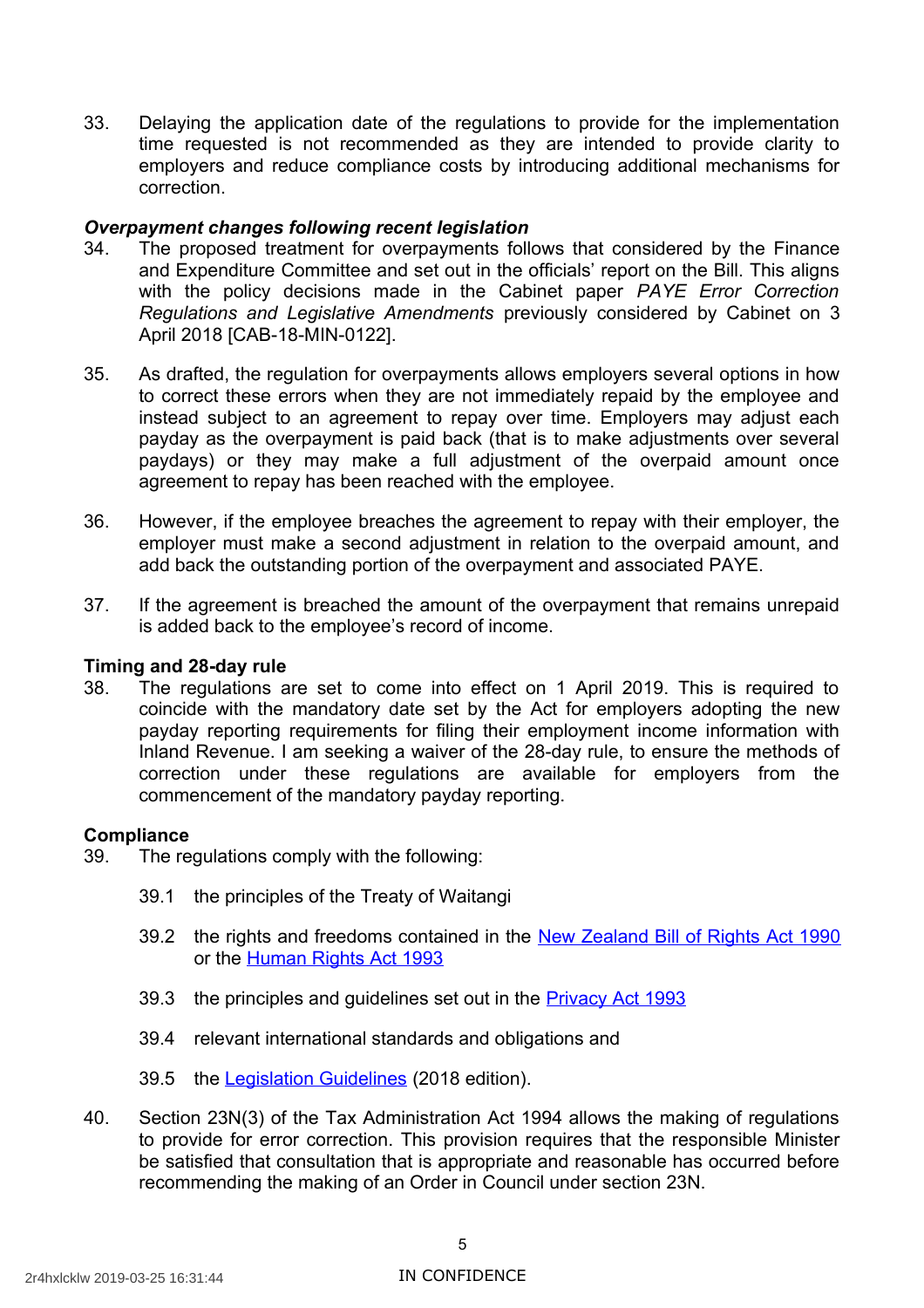33. Delaying the application date of the regulations to provide for the implementation time requested is not recommended as they are intended to provide clarity to employers and reduce compliance costs by introducing additional mechanisms for correction.

### *Overpayment changes following recent legislation*

34. The proposed treatment for overpayments follows that considered by the Finance and Expenditure Committee and set out in the officials' report on the Bill. This aligns with the policy decisions made in the Cabinet paper *PAYE Error Correction Regulations and Legislative Amendments* previously considered by Cabinet on 3 April 2018 [CAB-18-MIN-0122].

35. As drafted, the regulation for overpayments allows employers several options in how to correct these errors when they are not immediately repaid by the employee and instead subject to an agreement to repay over time. Employers may adjust each payday as the overpayment is paid back (that is to make adjustments over several paydays) or they may make a full adjustment of the overpaid amount once agreement to repay has been reached with the employee.

36. However, if the employee breaches the agreement to repay with their employer, the employer must make a second adjustment in relation to the overpaid amount, and add back the outstanding portion of the overpayment and associated PAYE.

37. If the agreement is breached the amount of the overpayment that remains unrepaid is added back to the employee's record of income.

## Timing and 28-day rule

38. The regulations are set to come into effect on 1 April 2019. This is required to coincide with the mandatory date set by the Act for employers adopting the new payday reporting requirements for filing their employment income information with Inland Revenue. I am seeking a waiver of the 28-day rule, to ensure the methods of correction under these regulations are available for employers from the commencement of the mandatory payday reporting.

## Compliance

39. The regulations comply with the following:

    39.1 the principles of the Treaty of Waitangi

    39.2 the rights and freedoms contained in the New Zealand Bill of Rights Act 1990 or the Human Rights Act 1993

    39.3 the principles and guidelines set out in the Privacy Act 1993

    39.4 relevant international standards and obligations and

    39.5 the Legislation Guidelines (2018 edition).

40. Section 23N(3) of the Tax Administration Act 1994 allows the making of regulations to provide for error correction. This provision requires that the responsible Minister be satisfied that consultation that is appropriate and reasonable has occurred before recommending the making of an Order in Council under section 23N.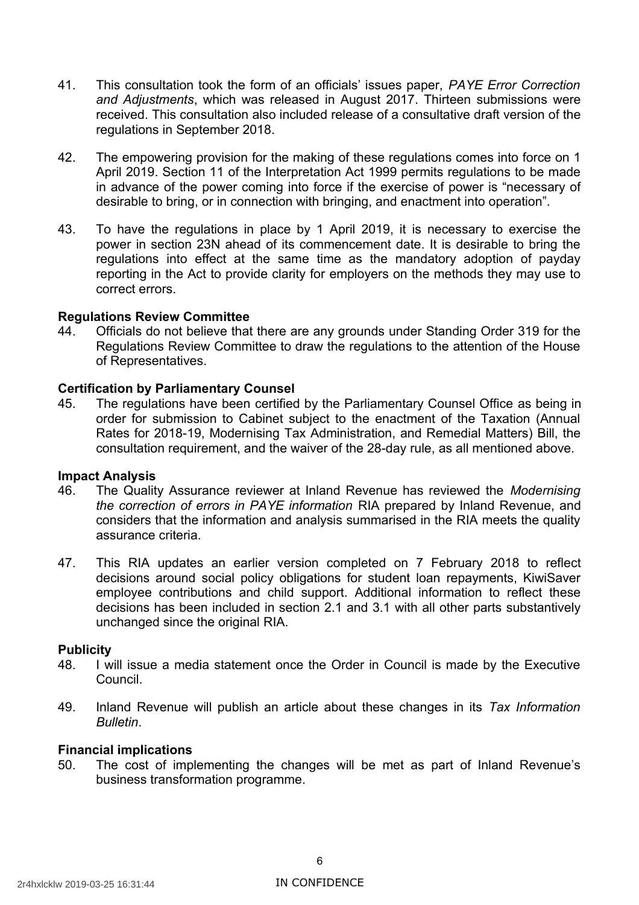41. This consultation took the form of an officials' issues paper, *PAYE Error Correction and Adjustments*, which was released in August 2017. Thirteen submissions were received. This consultation also included release of a consultative draft version of the regulations in September 2018.

42. The empowering provision for the making of these regulations comes into force on 1 April 2019. Section 11 of the Interpretation Act 1999 permits regulations to be made in advance of the power coming into force if the exercise of power is "necessary of desirable to bring, or in connection with bringing, and enactment into operation".

43. To have the regulations in place by 1 April 2019, it is necessary to exercise the power in section 23N ahead of its commencement date. It is desirable to bring the regulations into effect at the same time as the mandatory adoption of payday reporting in the Act to provide clarity for employers on the methods they may use to correct errors.

**Regulations Review Committee**

44. Officials do not believe that there are any grounds under Standing Order 319 for the Regulations Review Committee to draw the regulations to the attention of the House of Representatives.

**Certification by Parliamentary Counsel**

45. The regulations have been certified by the Parliamentary Counsel Office as being in order for submission to Cabinet subject to the enactment of the Taxation (Annual Rates for 2018-19, Modernising Tax Administration, and Remedial Matters) Bill, the consultation requirement, and the waiver of the 28-day rule, as all mentioned above.

**Impact Analysis**

46. The Quality Assurance reviewer at Inland Revenue has reviewed the *Modernising the correction of errors in PAYE information* RIA prepared by Inland Revenue, and considers that the information and analysis summarised in the RIA meets the quality assurance criteria.

47. This RIA updates an earlier version completed on 7 February 2018 to reflect decisions around social policy obligations for student loan repayments, KiwiSaver employee contributions and child support. Additional information to reflect these decisions has been included in section 2.1 and 3.1 with all other parts substantively unchanged since the original RIA.

**Publicity**

48. I will issue a media statement once the Order in Council is made by the Executive Council.

49. Inland Revenue will publish an article about these changes in its *Tax Information Bulletin*.

**Financial implications**

50. The cost of implementing the changes will be met as part of Inland Revenue's business transformation programme.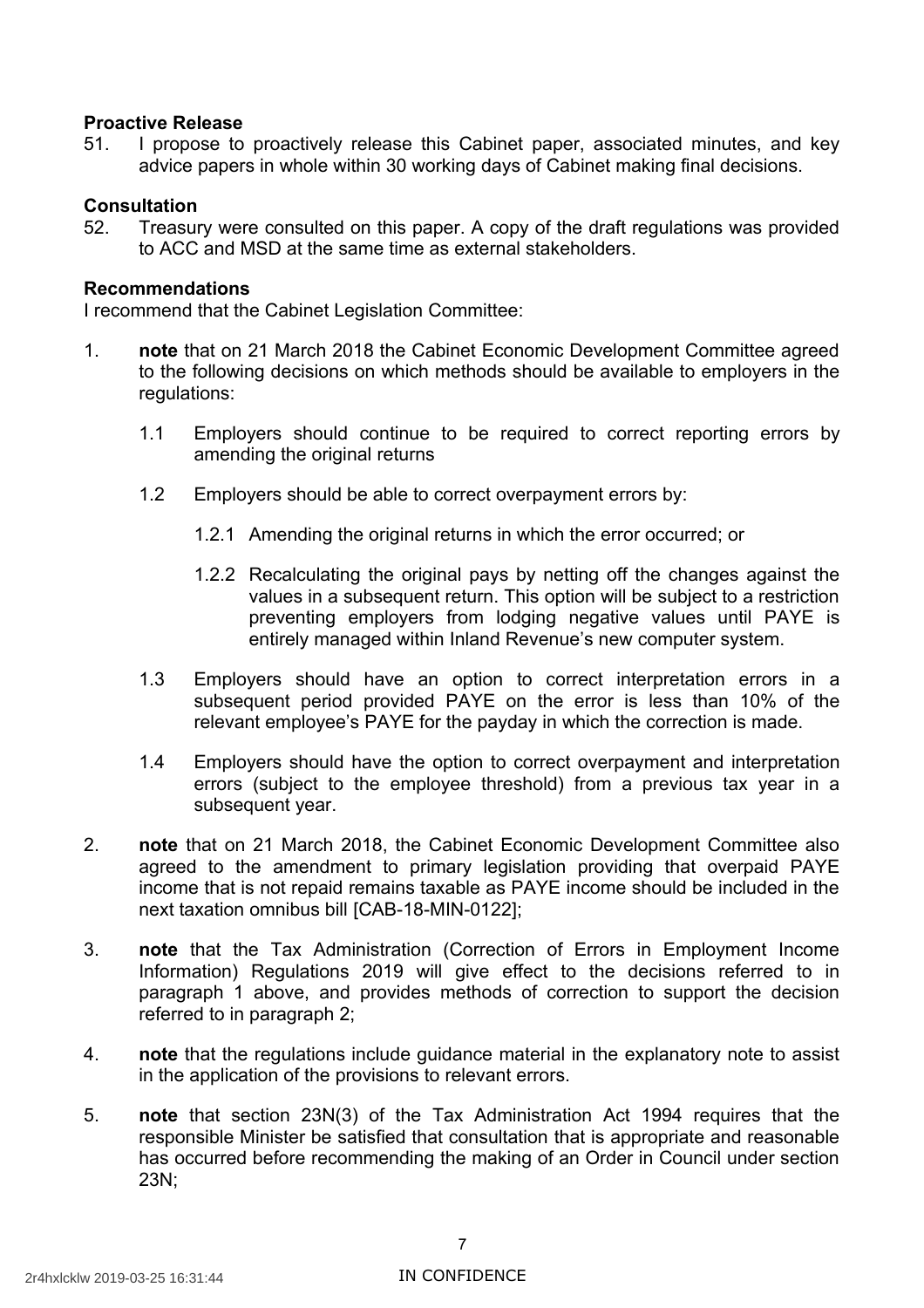**Proactive Release**

51. I propose to proactively release this Cabinet paper, associated minutes, and key advice papers in whole within 30 working days of Cabinet making final decisions.

**Consultation**

52. Treasury were consulted on this paper. A copy of the draft regulations was provided to ACC and MSD at the same time as external stakeholders.

**Recommendations**

I recommend that the Cabinet Legislation Committee:

1. **note** that on 21 March 2018 the Cabinet Economic Development Committee agreed to the following decisions on which methods should be available to employers in the regulations:

   1.1 Employers should continue to be required to correct reporting errors by amending the original returns

   1.2 Employers should be able to correct overpayment errors by:

      1.2.1 Amending the original returns in which the error occurred; or

      1.2.2 Recalculating the original pays by netting off the changes against the values in a subsequent return. This option will be subject to a restriction preventing employers from lodging negative values until PAYE is entirely managed within Inland Revenue's new computer system.

   1.3 Employers should have an option to correct interpretation errors in a subsequent period provided PAYE on the error is less than 10% of the relevant employee's PAYE for the payday in which the correction is made.

   1.4 Employers should have the option to correct overpayment and interpretation errors (subject to the employee threshold) from a previous tax year in a subsequent year.

2. **note** that on 21 March 2018, the Cabinet Economic Development Committee also agreed to the amendment to primary legislation providing that overpaid PAYE income that is not repaid remains taxable as PAYE income should be included in the next taxation omnibus bill [CAB-18-MIN-0122];

3. **note** that the Tax Administration (Correction of Errors in Employment Income Information) Regulations 2019 will give effect to the decisions referred to in paragraph 1 above, and provides methods of correction to support the decision referred to in paragraph 2;

4. **note** that the regulations include guidance material in the explanatory note to assist in the application of the provisions to relevant errors.

5. **note** that section 23N(3) of the Tax Administration Act 1994 requires that the responsible Minister be satisfied that consultation that is appropriate and reasonable has occurred before recommending the making of an Order in Council under section 23N;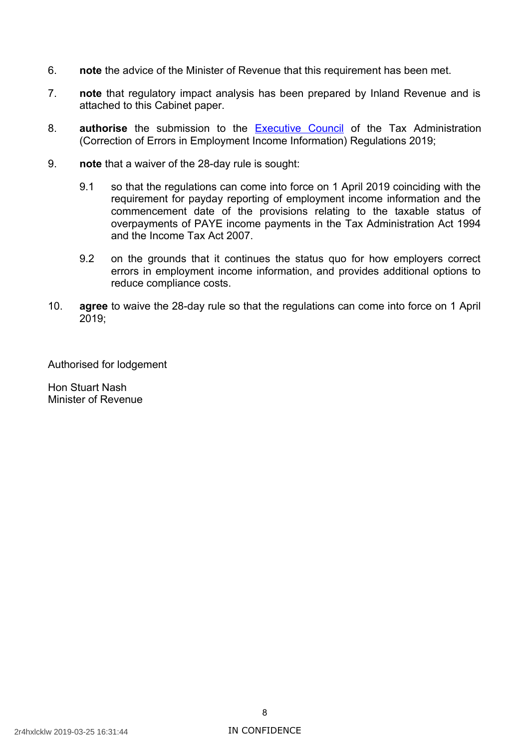6. **note** the advice of the Minister of Revenue that this requirement has been met.

7. **note** that regulatory impact analysis has been prepared by Inland Revenue and is attached to this Cabinet paper.

8. **authorise** the submission to the Executive Council of the Tax Administration (Correction of Errors in Employment Income Information) Regulations 2019;

9. **note** that a waiver of the 28-day rule is sought:

   9.1 so that the regulations can come into force on 1 April 2019 coinciding with the requirement for payday reporting of employment income information and the commencement date of the provisions relating to the taxable status of overpayments of PAYE income payments in the Tax Administration Act 1994 and the Income Tax Act 2007.

   9.2 on the grounds that it continues the status quo for how employers correct errors in employment income information, and provides additional options to reduce compliance costs.

10. **agree** to waive the 28-day rule so that the regulations can come into force on 1 April 2019;

Authorised for lodgement

Hon Stuart Nash
Minister of Revenue